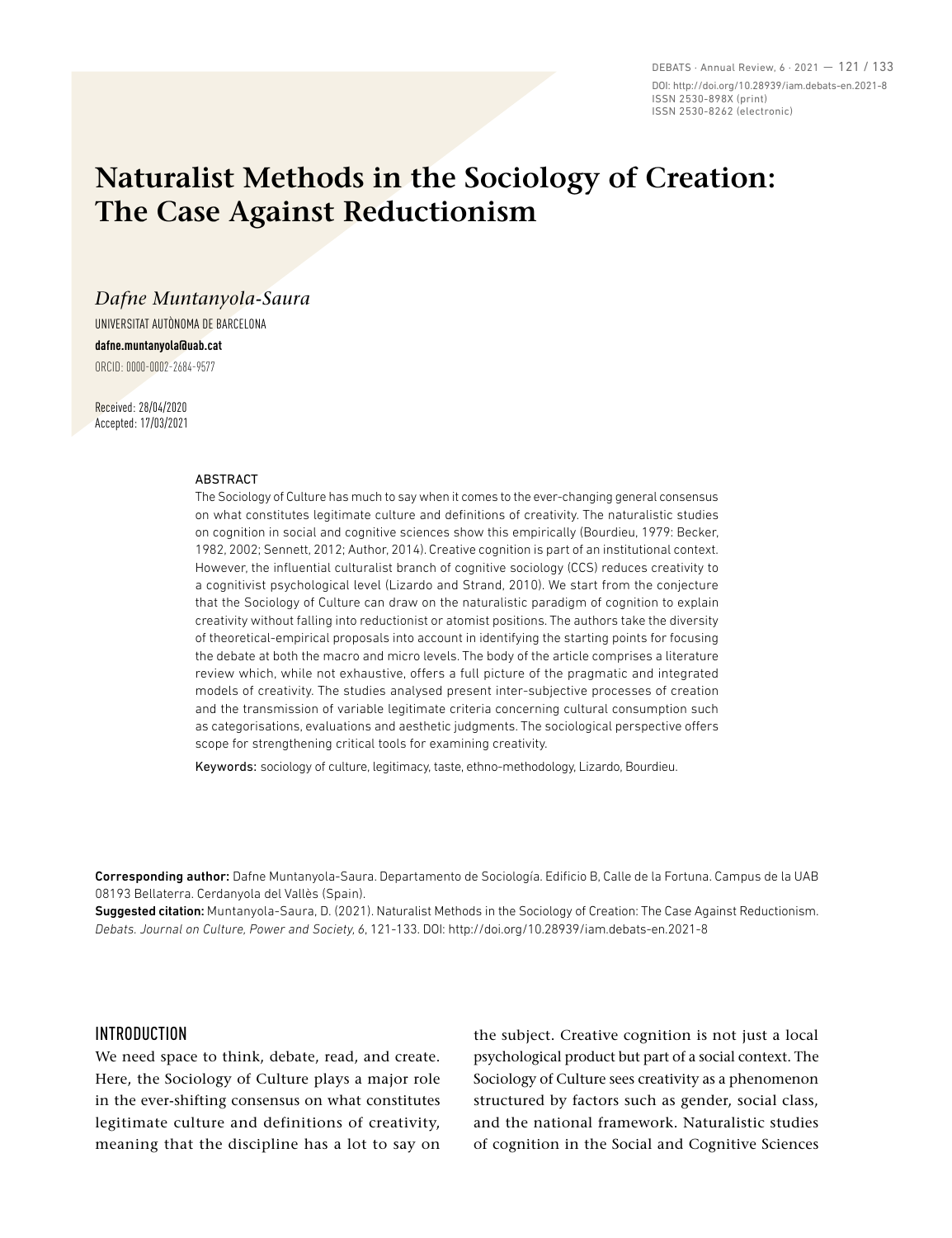# Naturalist Methods in the Sociology of Creation: The Case Against Reductionism

*Dafne Muntanyola-Saura*

UNIVERSITAT AUTÒNOMA DE BARCELONA

**dafne.muntanyola@uab.cat**

ORCID: 0000-0002-2684-9577

Received: 28/04/2020
Accepted: 17/03/2021

## ABSTRACT

The Sociology of Culture has much to say when it comes to the ever-changing general consensus on what constitutes legitimate culture and definitions of creativity. The naturalistic studies on cognition in social and cognitive sciences show this empirically (Bourdieu, 1979: Becker, 1982, 2002; Sennett, 2012; Author, 2014). Creative cognition is part of an institutional context. However, the influential culturalist branch of cognitive sociology (CCS) reduces creativity to a cognitivist psychological level (Lizardo and Strand, 2010). We start from the conjecture that the Sociology of Culture can draw on the naturalistic paradigm of cognition to explain creativity without falling into reductionist or atomist positions. The authors take the diversity of theoretical-empirical proposals into account in identifying the starting points for focusing the debate at both the macro and micro levels. The body of the article comprises a literature review which, while not exhaustive, offers a full picture of the pragmatic and integrated models of creativity. The studies analysed present inter-subjective processes of creation and the transmission of variable legitimate criteria concerning cultural consumption such as categorisations, evaluations and aesthetic judgments. The sociological perspective offers scope for strengthening critical tools for examining creativity.

Keywords: sociology of culture, legitimacy, taste, ethno-methodology, Lizardo, Bourdieu.

**Corresponding author:** Dafne Muntanyola-Saura. Departamento de Sociología. Edificio B, Calle de la Fortuna. Campus de la UAB 08193 Bellaterra. Cerdanyola del Vallès (Spain).

**Suggested citation:** Muntanyola-Saura, D. (2021). Naturalist Methods in the Sociology of Creation: The Case Against Reductionism. *Debats. Journal on Culture, Power and Society, 6*, 121-133. DOI: http://doi.org/10.28939/iam.debats-en.2021-8

## INTRODUCTION

We need space to think, debate, read, and create. Here, the Sociology of Culture plays a major role in the ever-shifting consensus on what constitutes legitimate culture and definitions of creativity, meaning that the discipline has a lot to say on the subject. Creative cognition is not just a local psychological product but part of a social context. The Sociology of Culture sees creativity as a phenomenon structured by factors such as gender, social class, and the national framework. Naturalistic studies of cognition in the Social and Cognitive Sciences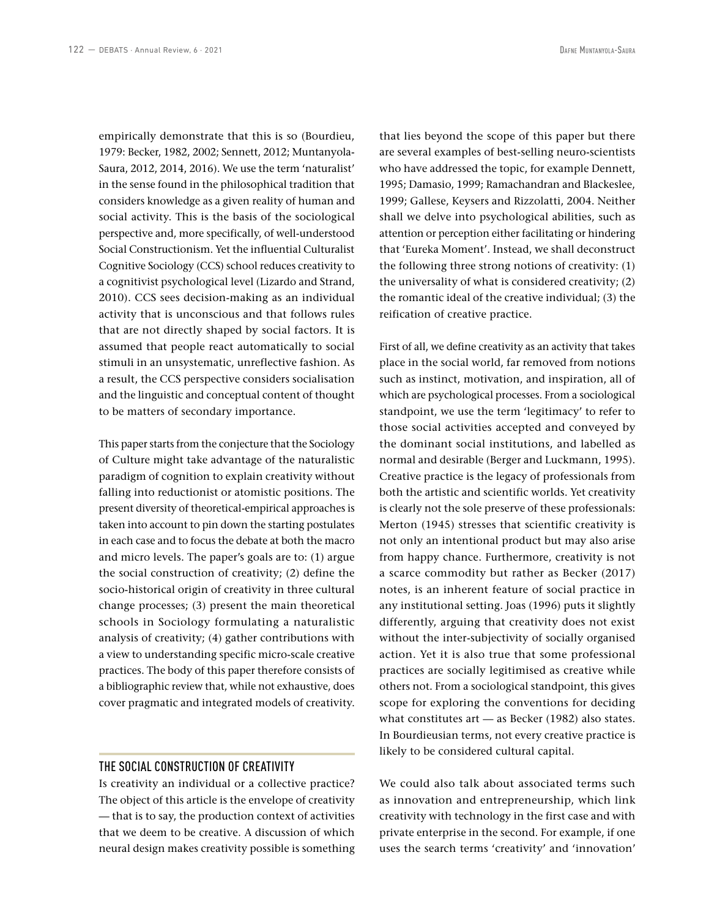empirically demonstrate that this is so (Bourdieu, 1979: Becker, 1982, 2002; Sennett, 2012; Muntanyola-Saura, 2012, 2014, 2016). We use the term 'naturalist' in the sense found in the philosophical tradition that considers knowledge as a given reality of human and social activity. This is the basis of the sociological perspective and, more specifically, of well-understood Social Constructionism. Yet the influential Culturalist Cognitive Sociology (CCS) school reduces creativity to a cognitivist psychological level (Lizardo and Strand, 2010). CCS sees decision-making as an individual activity that is unconscious and that follows rules that are not directly shaped by social factors. It is assumed that people react automatically to social stimuli in an unsystematic, unreflective fashion. As a result, the CCS perspective considers socialisation and the linguistic and conceptual content of thought to be matters of secondary importance.

This paper starts from the conjecture that the Sociology of Culture might take advantage of the naturalistic paradigm of cognition to explain creativity without falling into reductionist or atomistic positions. The present diversity of theoretical-empirical approaches is taken into account to pin down the starting postulates in each case and to focus the debate at both the macro and micro levels. The paper's goals are to: (1) argue the social construction of creativity; (2) define the socio-historical origin of creativity in three cultural change processes; (3) present the main theoretical schools in Sociology formulating a naturalistic analysis of creativity; (4) gather contributions with a view to understanding specific micro-scale creative practices. The body of this paper therefore consists of a bibliographic review that, while not exhaustive, does cover pragmatic and integrated models of creativity.

## THE SOCIAL CONSTRUCTION OF CREATIVITY

Is creativity an individual or a collective practice? The object of this article is the envelope of creativity — that is to say, the production context of activities that we deem to be creative. A discussion of which neural design makes creativity possible is something that lies beyond the scope of this paper but there are several examples of best-selling neuro-scientists who have addressed the topic, for example Dennett, 1995; Damasio, 1999; Ramachandran and Blackeslee, 1999; Gallese, Keysers and Rizzolatti, 2004. Neither shall we delve into psychological abilities, such as attention or perception either facilitating or hindering that 'Eureka Moment'. Instead, we shall deconstruct the following three strong notions of creativity: (1) the universality of what is considered creativity; (2) the romantic ideal of the creative individual; (3) the reification of creative practice.

First of all, we define creativity as an activity that takes place in the social world, far removed from notions such as instinct, motivation, and inspiration, all of which are psychological processes. From a sociological standpoint, we use the term 'legitimacy' to refer to those social activities accepted and conveyed by the dominant social institutions, and labelled as normal and desirable (Berger and Luckmann, 1995). Creative practice is the legacy of professionals from both the artistic and scientific worlds. Yet creativity is clearly not the sole preserve of these professionals: Merton (1945) stresses that scientific creativity is not only an intentional product but may also arise from happy chance. Furthermore, creativity is not a scarce commodity but rather as Becker (2017) notes, is an inherent feature of social practice in any institutional setting. Joas (1996) puts it slightly differently, arguing that creativity does not exist without the inter-subjectivity of socially organised action. Yet it is also true that some professional practices are socially legitimised as creative while others not. From a sociological standpoint, this gives scope for exploring the conventions for deciding what constitutes art — as Becker (1982) also states. In Bourdieusian terms, not every creative practice is likely to be considered cultural capital.

We could also talk about associated terms such as innovation and entrepreneurship, which link creativity with technology in the first case and with private enterprise in the second. For example, if one uses the search terms 'creativity' and 'innovation'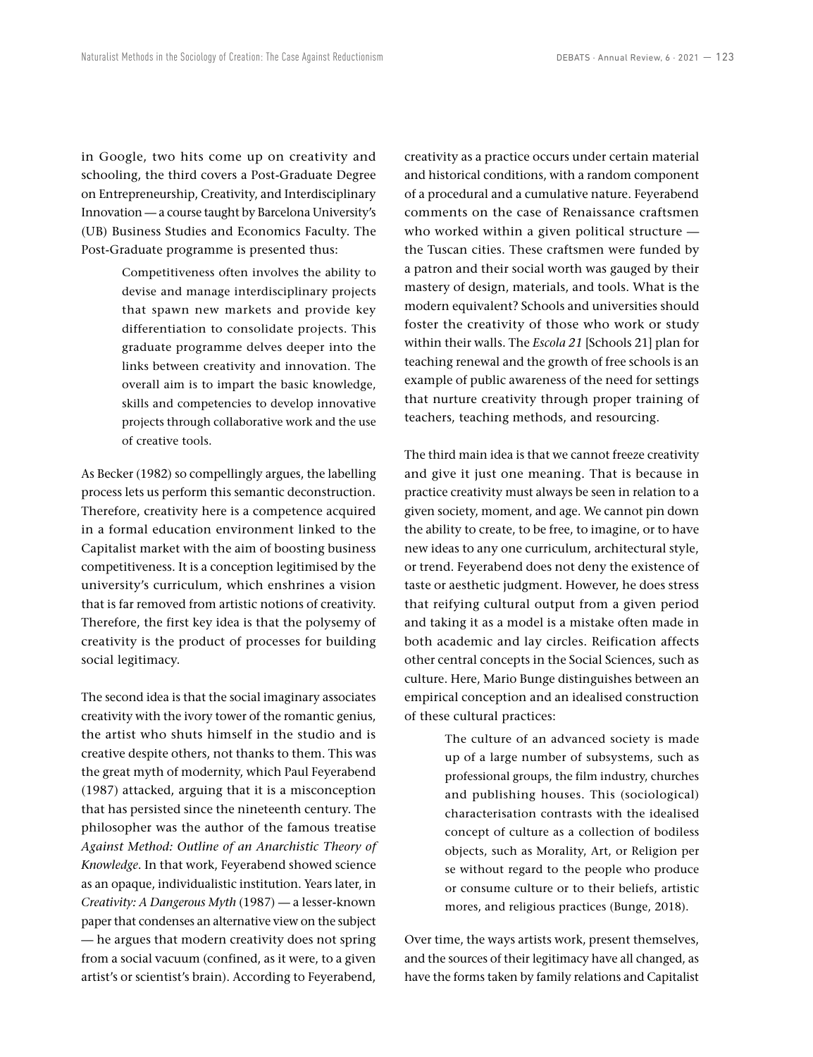in Google, two hits come up on creativity and schooling, the third covers a Post-Graduate Degree on Entrepreneurship, Creativity, and Interdisciplinary Innovation — a course taught by Barcelona University's (UB) Business Studies and Economics Faculty. The Post-Graduate programme is presented thus:

> Competitiveness often involves the ability to devise and manage interdisciplinary projects that spawn new markets and provide key differentiation to consolidate projects. This graduate programme delves deeper into the links between creativity and innovation. The overall aim is to impart the basic knowledge, skills and competencies to develop innovative projects through collaborative work and the use of creative tools.

As Becker (1982) so compellingly argues, the labelling process lets us perform this semantic deconstruction. Therefore, creativity here is a competence acquired in a formal education environment linked to the Capitalist market with the aim of boosting business competitiveness. It is a conception legitimised by the university's curriculum, which enshrines a vision that is far removed from artistic notions of creativity. Therefore, the first key idea is that the polysemy of creativity is the product of processes for building social legitimacy.

The second idea is that the social imaginary associates creativity with the ivory tower of the romantic genius, the artist who shuts himself in the studio and is creative despite others, not thanks to them. This was the great myth of modernity, which Paul Feyerabend (1987) attacked, arguing that it is a misconception that has persisted since the nineteenth century. The philosopher was the author of the famous treatise *Against Method: Outline of an Anarchistic Theory of Knowledge*. In that work, Feyerabend showed science as an opaque, individualistic institution. Years later, in *Creativity: A Dangerous Myth* (1987) — a lesser-known paper that condenses an alternative view on the subject — he argues that modern creativity does not spring from a social vacuum (confined, as it were, to a given artist's or scientist's brain). According to Feyerabend, creativity as a practice occurs under certain material and historical conditions, with a random component of a procedural and a cumulative nature. Feyerabend comments on the case of Renaissance craftsmen who worked within a given political structure — the Tuscan cities. These craftsmen were funded by a patron and their social worth was gauged by their mastery of design, materials, and tools. What is the modern equivalent? Schools and universities should foster the creativity of those who work or study within their walls. The *Escola 21* [Schools 21] plan for teaching renewal and the growth of free schools is an example of public awareness of the need for settings that nurture creativity through proper training of teachers, teaching methods, and resourcing.

The third main idea is that we cannot freeze creativity and give it just one meaning. That is because in practice creativity must always be seen in relation to a given society, moment, and age. We cannot pin down the ability to create, to be free, to imagine, or to have new ideas to any one curriculum, architectural style, or trend. Feyerabend does not deny the existence of taste or aesthetic judgment. However, he does stress that reifying cultural output from a given period and taking it as a model is a mistake often made in both academic and lay circles. Reification affects other central concepts in the Social Sciences, such as culture. Here, Mario Bunge distinguishes between an empirical conception and an idealised construction of these cultural practices:

> The culture of an advanced society is made up of a large number of subsystems, such as professional groups, the film industry, churches and publishing houses. This (sociological) characterisation contrasts with the idealised concept of culture as a collection of bodiless objects, such as Morality, Art, or Religion per se without regard to the people who produce or consume culture or to their beliefs, artistic mores, and religious practices (Bunge, 2018).

Over time, the ways artists work, present themselves, and the sources of their legitimacy have all changed, as have the forms taken by family relations and Capitalist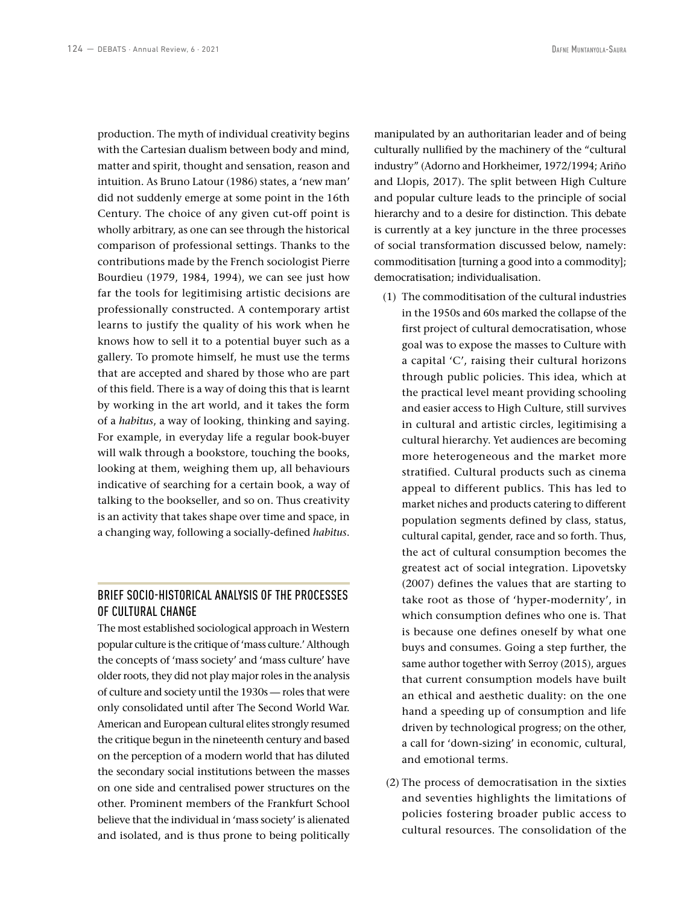production. The myth of individual creativity begins with the Cartesian dualism between body and mind, matter and spirit, thought and sensation, reason and intuition. As Bruno Latour (1986) states, a 'new man' did not suddenly emerge at some point in the 16th Century. The choice of any given cut-off point is wholly arbitrary, as one can see through the historical comparison of professional settings. Thanks to the contributions made by the French sociologist Pierre Bourdieu (1979, 1984, 1994), we can see just how far the tools for legitimising artistic decisions are professionally constructed. A contemporary artist learns to justify the quality of his work when he knows how to sell it to a potential buyer such as a gallery. To promote himself, he must use the terms that are accepted and shared by those who are part of this field. There is a way of doing this that is learnt by working in the art world, and it takes the form of a *habitus*, a way of looking, thinking and saying. For example, in everyday life a regular book-buyer will walk through a bookstore, touching the books, looking at them, weighing them up, all behaviours indicative of searching for a certain book, a way of talking to the bookseller, and so on. Thus creativity is an activity that takes shape over time and space, in a changing way, following a socially-defined *habitus*.

## BRIEF SOCIO-HISTORICAL ANALYSIS OF THE PROCESSES OF CULTURAL CHANGE

The most established sociological approach in Western popular culture is the critique of 'mass culture.' Although the concepts of 'mass society' and 'mass culture' have older roots, they did not play major roles in the analysis of culture and society until the 1930s — roles that were only consolidated until after The Second World War. American and European cultural elites strongly resumed the critique begun in the nineteenth century and based on the perception of a modern world that has diluted the secondary social institutions between the masses on one side and centralised power structures on the other. Prominent members of the Frankfurt School believe that the individual in 'mass society' is alienated and isolated, and is thus prone to being politically manipulated by an authoritarian leader and of being culturally nullified by the machinery of the "cultural industry" (Adorno and Horkheimer, 1972/1994; Ariño and Llopis, 2017). The split between High Culture and popular culture leads to the principle of social hierarchy and to a desire for distinction. This debate is currently at a key juncture in the three processes of social transformation discussed below, namely: commoditisation [turning a good into a commodity]; democratisation; individualisation.

(1) The commoditisation of the cultural industries in the 1950s and 60s marked the collapse of the first project of cultural democratisation, whose goal was to expose the masses to Culture with a capital 'C', raising their cultural horizons through public policies. This idea, which at the practical level meant providing schooling and easier access to High Culture, still survives in cultural and artistic circles, legitimising a cultural hierarchy. Yet audiences are becoming more heterogeneous and the market more stratified. Cultural products such as cinema appeal to different publics. This has led to market niches and products catering to different population segments defined by class, status, cultural capital, gender, race and so forth. Thus, the act of cultural consumption becomes the greatest act of social integration. Lipovetsky (2007) defines the values that are starting to take root as those of 'hyper-modernity', in which consumption defines who one is. That is because one defines oneself by what one buys and consumes. Going a step further, the same author together with Serroy (2015), argues that current consumption models have built an ethical and aesthetic duality: on the one hand a speeding up of consumption and life driven by technological progress; on the other, a call for 'down-sizing' in economic, cultural, and emotional terms.

(2) The process of democratisation in the sixties and seventies highlights the limitations of policies fostering broader public access to cultural resources. The consolidation of the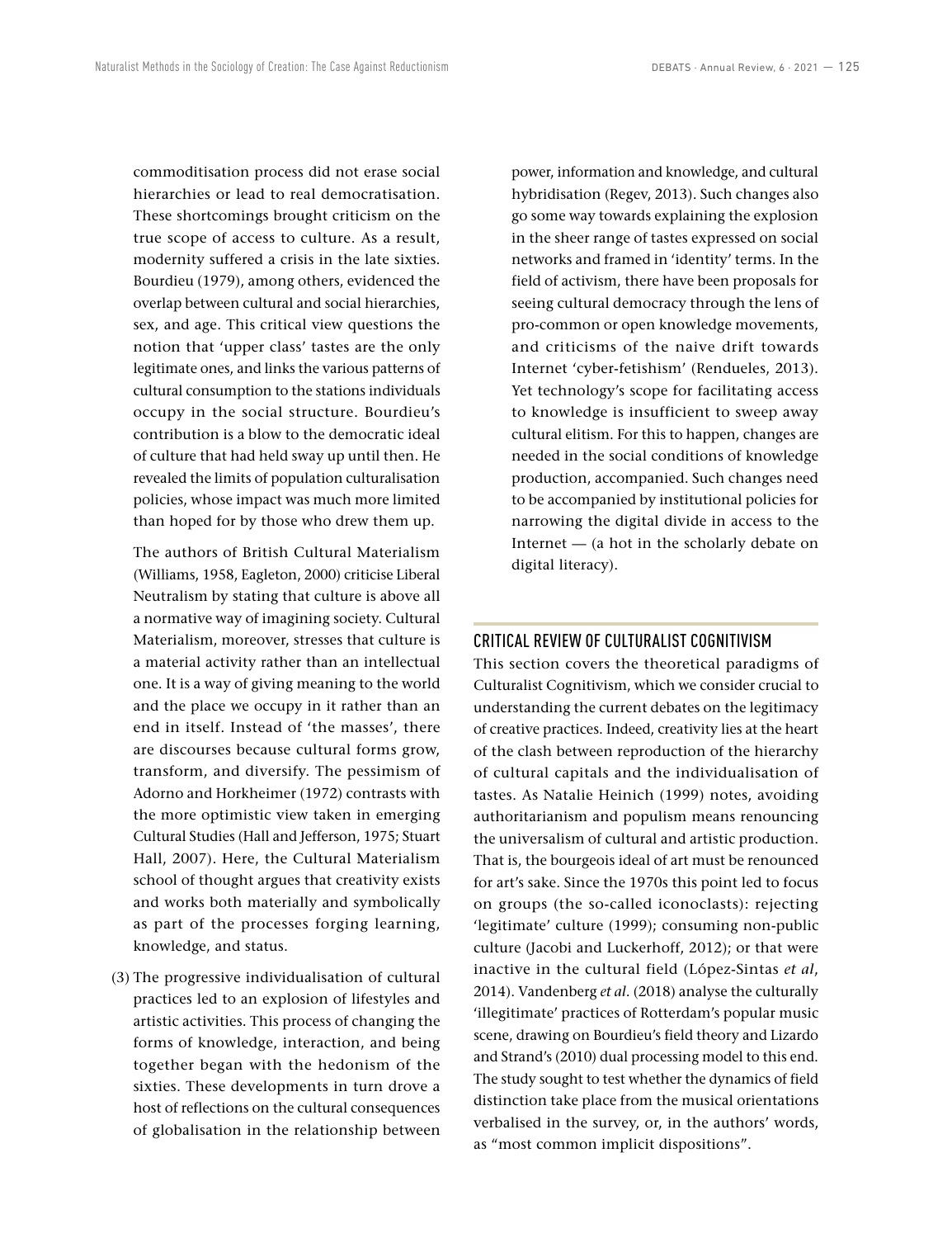commoditisation process did not erase social hierarchies or lead to real democratisation. These shortcomings brought criticism on the true scope of access to culture. As a result, modernity suffered a crisis in the late sixties. Bourdieu (1979), among others, evidenced the overlap between cultural and social hierarchies, sex, and age. This critical view questions the notion that 'upper class' tastes are the only legitimate ones, and links the various patterns of cultural consumption to the stations individuals occupy in the social structure. Bourdieu's contribution is a blow to the democratic ideal of culture that had held sway up until then. He revealed the limits of population culturalisation policies, whose impact was much more limited than hoped for by those who drew them up.

The authors of British Cultural Materialism (Williams, 1958, Eagleton, 2000) criticise Liberal Neutralism by stating that culture is above all a normative way of imagining society. Cultural Materialism, moreover, stresses that culture is a material activity rather than an intellectual one. It is a way of giving meaning to the world and the place we occupy in it rather than an end in itself. Instead of 'the masses', there are discourses because cultural forms grow, transform, and diversify. The pessimism of Adorno and Horkheimer (1972) contrasts with the more optimistic view taken in emerging Cultural Studies (Hall and Jefferson, 1975; Stuart Hall, 2007). Here, the Cultural Materialism school of thought argues that creativity exists and works both materially and symbolically as part of the processes forging learning, knowledge, and status.

(3) The progressive individualisation of cultural practices led to an explosion of lifestyles and artistic activities. This process of changing the forms of knowledge, interaction, and being together began with the hedonism of the sixties. These developments in turn drove a host of reflections on the cultural consequences of globalisation in the relationship between power, information and knowledge, and cultural hybridisation (Regev, 2013). Such changes also go some way towards explaining the explosion in the sheer range of tastes expressed on social networks and framed in 'identity' terms. In the field of activism, there have been proposals for seeing cultural democracy through the lens of pro-common or open knowledge movements, and criticisms of the naive drift towards Internet 'cyber-fetishism' (Rendueles, 2013). Yet technology's scope for facilitating access to knowledge is insufficient to sweep away cultural elitism. For this to happen, changes are needed in the social conditions of knowledge production, accompanied. Such changes need to be accompanied by institutional policies for narrowing the digital divide in access to the Internet — (a hot in the scholarly debate on digital literacy).

## CRITICAL REVIEW OF CULTURALIST COGNITIVISM

This section covers the theoretical paradigms of Culturalist Cognitivism, which we consider crucial to understanding the current debates on the legitimacy of creative practices. Indeed, creativity lies at the heart of the clash between reproduction of the hierarchy of cultural capitals and the individualisation of tastes. As Natalie Heinich (1999) notes, avoiding authoritarianism and populism means renouncing the universalism of cultural and artistic production. That is, the bourgeois ideal of art must be renounced for art's sake. Since the 1970s this point led to focus on groups (the so-called iconoclasts): rejecting 'legitimate' culture (1999); consuming non-public culture (Jacobi and Luckerhoff, 2012); or that were inactive in the cultural field (López-Sintas *et al*, 2014). Vandenberg *et al*. (2018) analyse the culturally 'illegitimate' practices of Rotterdam's popular music scene, drawing on Bourdieu's field theory and Lizardo and Strand's (2010) dual processing model to this end. The study sought to test whether the dynamics of field distinction take place from the musical orientations verbalised in the survey, or, in the authors' words, as "most common implicit dispositions".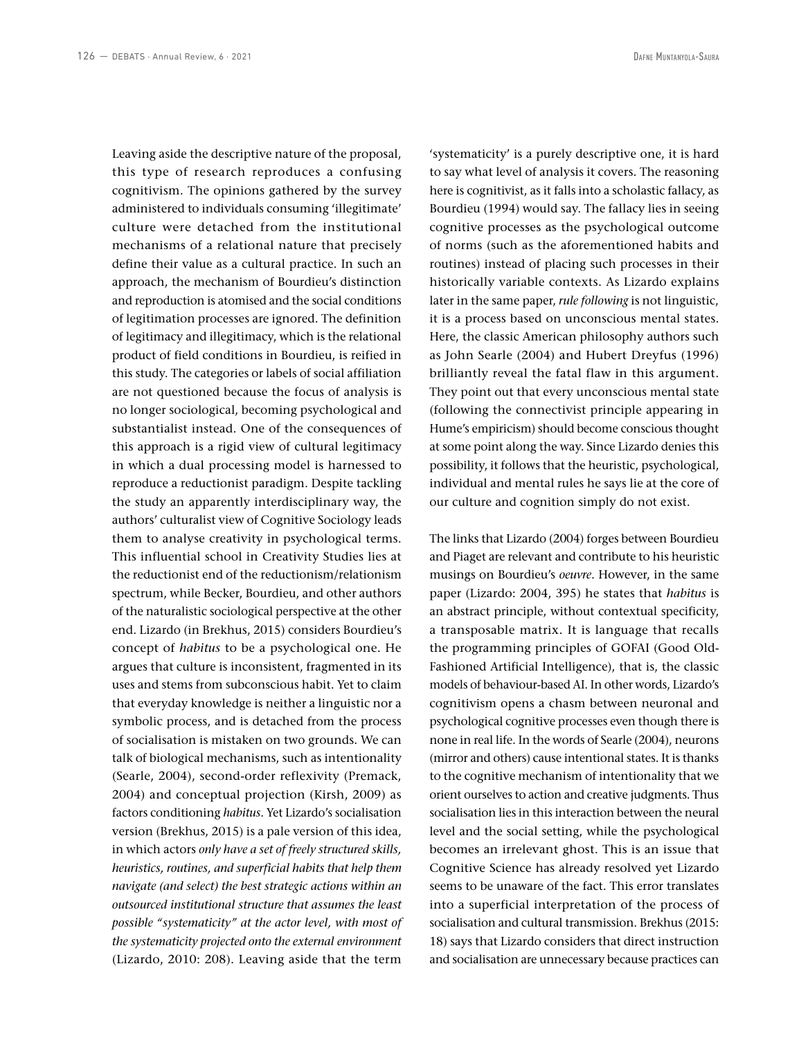Leaving aside the descriptive nature of the proposal, this type of research reproduces a confusing cognitivism. The opinions gathered by the survey administered to individuals consuming 'illegitimate' culture were detached from the institutional mechanisms of a relational nature that precisely define their value as a cultural practice. In such an approach, the mechanism of Bourdieu's distinction and reproduction is atomised and the social conditions of legitimation processes are ignored. The definition of legitimacy and illegitimacy, which is the relational product of field conditions in Bourdieu, is reified in this study. The categories or labels of social affiliation are not questioned because the focus of analysis is no longer sociological, becoming psychological and substantialist instead. One of the consequences of this approach is a rigid view of cultural legitimacy in which a dual processing model is harnessed to reproduce a reductionist paradigm. Despite tackling the study an apparently interdisciplinary way, the authors' culturalist view of Cognitive Sociology leads them to analyse creativity in psychological terms. This influential school in Creativity Studies lies at the reductionist end of the reductionism/relationism spectrum, while Becker, Bourdieu, and other authors of the naturalistic sociological perspective at the other end. Lizardo (in Brekhus, 2015) considers Bourdieu's concept of *habitus* to be a psychological one. He argues that culture is inconsistent, fragmented in its uses and stems from subconscious habit. Yet to claim that everyday knowledge is neither a linguistic nor a symbolic process, and is detached from the process of socialisation is mistaken on two grounds. We can talk of biological mechanisms, such as intentionality (Searle, 2004), second-order reflexivity (Premack, 2004) and conceptual projection (Kirsh, 2009) as factors conditioning *habitus*. Yet Lizardo's socialisation version (Brekhus, 2015) is a pale version of this idea, in which actors *only have a set of freely structured skills, heuristics, routines, and superficial habits that help them navigate (and select) the best strategic actions within an outsourced institutional structure that assumes the least possible "systematicity" at the actor level, with most of the systematicity projected onto the external environment* (Lizardo, 2010: 208). Leaving aside that the term 'systematicity' is a purely descriptive one, it is hard to say what level of analysis it covers. The reasoning here is cognitivist, as it falls into a scholastic fallacy, as Bourdieu (1994) would say. The fallacy lies in seeing cognitive processes as the psychological outcome of norms (such as the aforementioned habits and routines) instead of placing such processes in their historically variable contexts. As Lizardo explains later in the same paper, *rule following* is not linguistic, it is a process based on unconscious mental states. Here, the classic American philosophy authors such as John Searle (2004) and Hubert Dreyfus (1996) brilliantly reveal the fatal flaw in this argument. They point out that every unconscious mental state (following the connectivist principle appearing in Hume's empiricism) should become conscious thought at some point along the way. Since Lizardo denies this possibility, it follows that the heuristic, psychological, individual and mental rules he says lie at the core of our culture and cognition simply do not exist.

The links that Lizardo (2004) forges between Bourdieu and Piaget are relevant and contribute to his heuristic musings on Bourdieu's *oeuvre*. However, in the same paper (Lizardo: 2004, 395) he states that *habitus* is an abstract principle, without contextual specificity, a transposable matrix. It is language that recalls the programming principles of GOFAI (Good Old-Fashioned Artificial Intelligence), that is, the classic models of behaviour-based AI. In other words, Lizardo's cognitivism opens a chasm between neuronal and psychological cognitive processes even though there is none in real life. In the words of Searle (2004), neurons (mirror and others) cause intentional states. It is thanks to the cognitive mechanism of intentionality that we orient ourselves to action and creative judgments. Thus socialisation lies in this interaction between the neural level and the social setting, while the psychological becomes an irrelevant ghost. This is an issue that Cognitive Science has already resolved yet Lizardo seems to be unaware of the fact. This error translates into a superficial interpretation of the process of socialisation and cultural transmission. Brekhus (2015: 18) says that Lizardo considers that direct instruction and socialisation are unnecessary because practices can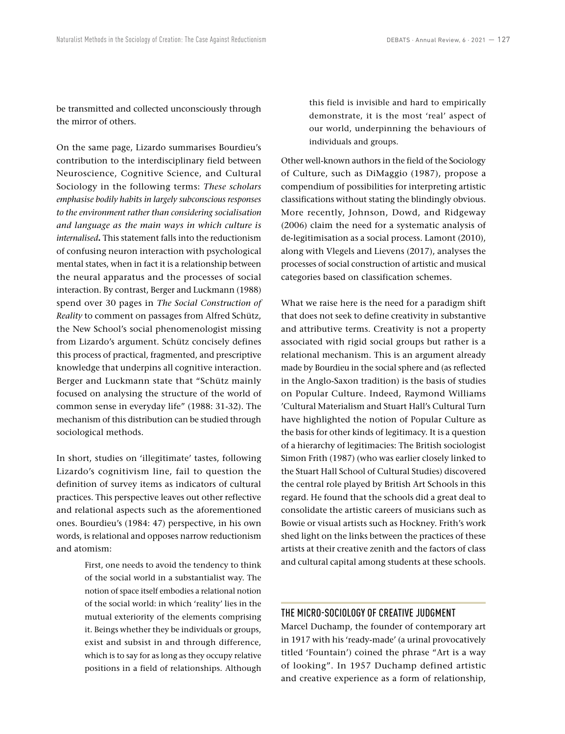be transmitted and collected unconsciously through the mirror of others.

On the same page, Lizardo summarises Bourdieu's contribution to the interdisciplinary field between Neuroscience, Cognitive Science, and Cultural Sociology in the following terms: *These scholars emphasise bodily habits in largely subconscious responses to the environment rather than considering socialisation and language as the main ways in which culture is internalised***.** This statement falls into the reductionism of confusing neuron interaction with psychological mental states, when in fact it is a relationship between the neural apparatus and the processes of social interaction. By contrast, Berger and Luckmann (1988) spend over 30 pages in *The Social Construction of Reality* to comment on passages from Alfred Schütz, the New School's social phenomenologist missing from Lizardo's argument. Schütz concisely defines this process of practical, fragmented, and prescriptive knowledge that underpins all cognitive interaction. Berger and Luckmann state that "Schütz mainly focused on analysing the structure of the world of common sense in everyday life" (1988: 31-32). The mechanism of this distribution can be studied through sociological methods.

In short, studies on 'illegitimate' tastes, following Lizardo's cognitivism line, fail to question the definition of survey items as indicators of cultural practices. This perspective leaves out other reflective and relational aspects such as the aforementioned ones. Bourdieu's (1984: 47) perspective, in his own words, is relational and opposes narrow reductionism and atomism:

> First, one needs to avoid the tendency to think of the social world in a substantialist way. The notion of space itself embodies a relational notion of the social world: in which 'reality' lies in the mutual exteriority of the elements comprising it. Beings whether they be individuals or groups, exist and subsist in and through difference, which is to say for as long as they occupy relative positions in a field of relationships. Although this field is invisible and hard to empirically demonstrate, it is the most 'real' aspect of our world, underpinning the behaviours of individuals and groups.

Other well-known authors in the field of the Sociology of Culture, such as DiMaggio (1987), propose a compendium of possibilities for interpreting artistic classifications without stating the blindingly obvious. More recently, Johnson, Dowd, and Ridgeway (2006) claim the need for a systematic analysis of de-legitimisation as a social process. Lamont (2010), along with Vlegels and Lievens (2017), analyses the processes of social construction of artistic and musical categories based on classification schemes.

What we raise here is the need for a paradigm shift that does not seek to define creativity in substantive and attributive terms. Creativity is not a property associated with rigid social groups but rather is a relational mechanism. This is an argument already made by Bourdieu in the social sphere and (as reflected in the Anglo-Saxon tradition) is the basis of studies on Popular Culture. Indeed, Raymond Williams 'Cultural Materialism and Stuart Hall's Cultural Turn have highlighted the notion of Popular Culture as the basis for other kinds of legitimacy. It is a question of a hierarchy of legitimacies: The British sociologist Simon Frith (1987) (who was earlier closely linked to the Stuart Hall School of Cultural Studies) discovered the central role played by British Art Schools in this regard. He found that the schools did a great deal to consolidate the artistic careers of musicians such as Bowie or visual artists such as Hockney. Frith's work shed light on the links between the practices of these artists at their creative zenith and the factors of class and cultural capital among students at these schools.

## THE MICRO-SOCIOLOGY OF CREATIVE JUDGMENT

Marcel Duchamp, the founder of contemporary art in 1917 with his 'ready-made' (a urinal provocatively titled 'Fountain') coined the phrase "Art is a way of looking". In 1957 Duchamp defined artistic and creative experience as a form of relationship,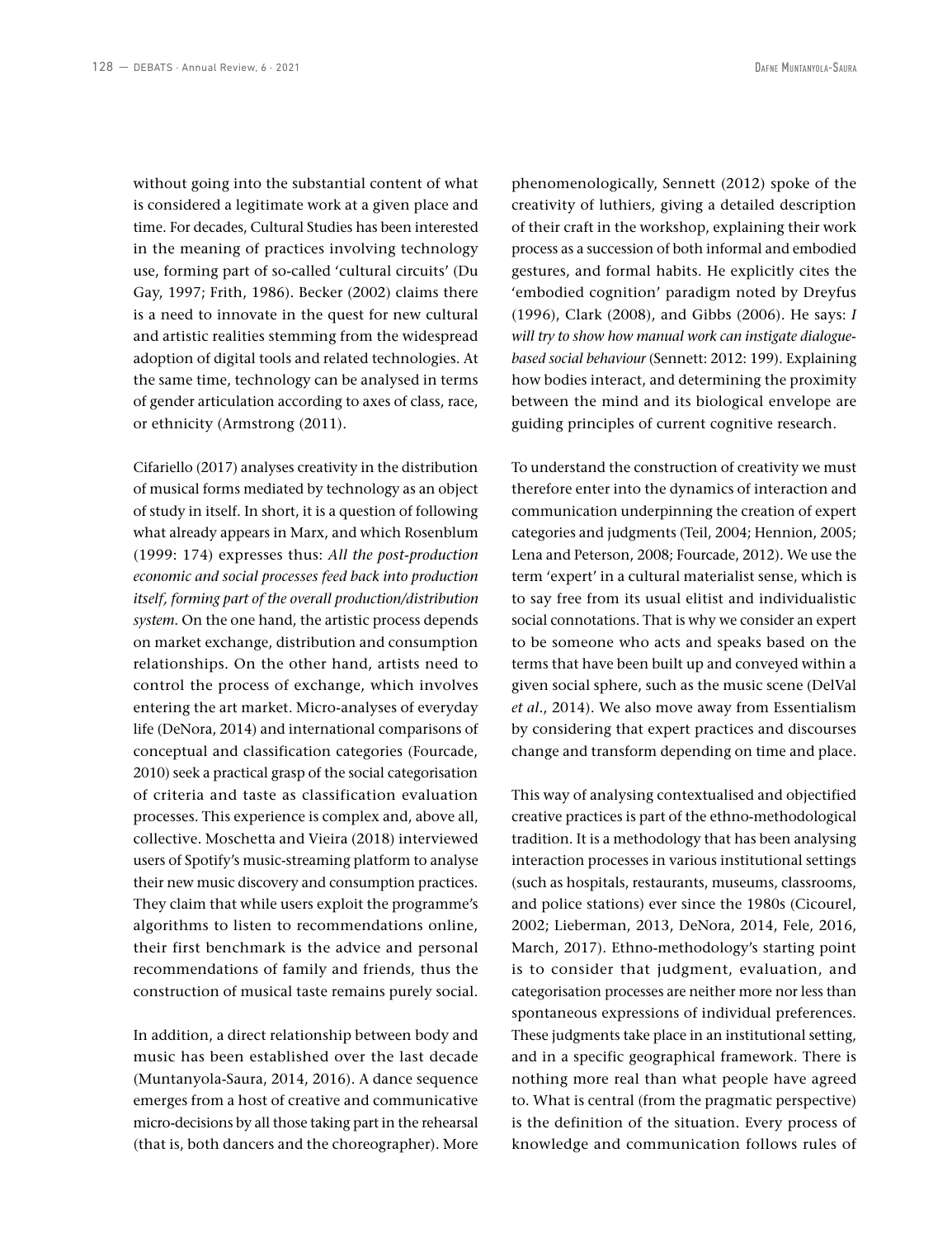without going into the substantial content of what is considered a legitimate work at a given place and time. For decades, Cultural Studies has been interested in the meaning of practices involving technology use, forming part of so-called 'cultural circuits' (Du Gay, 1997; Frith, 1986). Becker (2002) claims there is a need to innovate in the quest for new cultural and artistic realities stemming from the widespread adoption of digital tools and related technologies. At the same time, technology can be analysed in terms of gender articulation according to axes of class, race, or ethnicity (Armstrong (2011).

Cifariello (2017) analyses creativity in the distribution of musical forms mediated by technology as an object of study in itself. In short, it is a question of following what already appears in Marx, and which Rosenblum (1999: 174) expresses thus: *All the post-production economic and social processes feed back into production itself, forming part of the overall production/distribution system*. On the one hand, the artistic process depends on market exchange, distribution and consumption relationships. On the other hand, artists need to control the process of exchange, which involves entering the art market. Micro-analyses of everyday life (DeNora, 2014) and international comparisons of conceptual and classification categories (Fourcade, 2010) seek a practical grasp of the social categorisation of criteria and taste as classification evaluation processes. This experience is complex and, above all, collective. Moschetta and Vieira (2018) interviewed users of Spotify's music-streaming platform to analyse their new music discovery and consumption practices. They claim that while users exploit the programme's algorithms to listen to recommendations online, their first benchmark is the advice and personal recommendations of family and friends, thus the construction of musical taste remains purely social.

In addition, a direct relationship between body and music has been established over the last decade (Muntanyola-Saura, 2014, 2016). A dance sequence emerges from a host of creative and communicative micro-decisions by all those taking part in the rehearsal (that is, both dancers and the choreographer). More phenomenologically, Sennett (2012) spoke of the creativity of luthiers, giving a detailed description of their craft in the workshop, explaining their work process as a succession of both informal and embodied gestures, and formal habits. He explicitly cites the 'embodied cognition' paradigm noted by Dreyfus (1996), Clark (2008), and Gibbs (2006). He says: *I will try to show how manual work can instigate dialogue-based social behaviour* (Sennett: 2012: 199). Explaining how bodies interact, and determining the proximity between the mind and its biological envelope are guiding principles of current cognitive research.

To understand the construction of creativity we must therefore enter into the dynamics of interaction and communication underpinning the creation of expert categories and judgments (Teil, 2004; Hennion, 2005; Lena and Peterson, 2008; Fourcade, 2012). We use the term 'expert' in a cultural materialist sense, which is to say free from its usual elitist and individualistic social connotations. That is why we consider an expert to be someone who acts and speaks based on the terms that have been built up and conveyed within a given social sphere, such as the music scene (DelVal *et al*., 2014). We also move away from Essentialism by considering that expert practices and discourses change and transform depending on time and place.

This way of analysing contextualised and objectified creative practices is part of the ethno-methodological tradition. It is a methodology that has been analysing interaction processes in various institutional settings (such as hospitals, restaurants, museums, classrooms, and police stations) ever since the 1980s (Cicourel, 2002; Lieberman, 2013, DeNora, 2014, Fele, 2016, March, 2017). Ethno-methodology's starting point is to consider that judgment, evaluation, and categorisation processes are neither more nor less than spontaneous expressions of individual preferences. These judgments take place in an institutional setting, and in a specific geographical framework. There is nothing more real than what people have agreed to. What is central (from the pragmatic perspective) is the definition of the situation. Every process of knowledge and communication follows rules of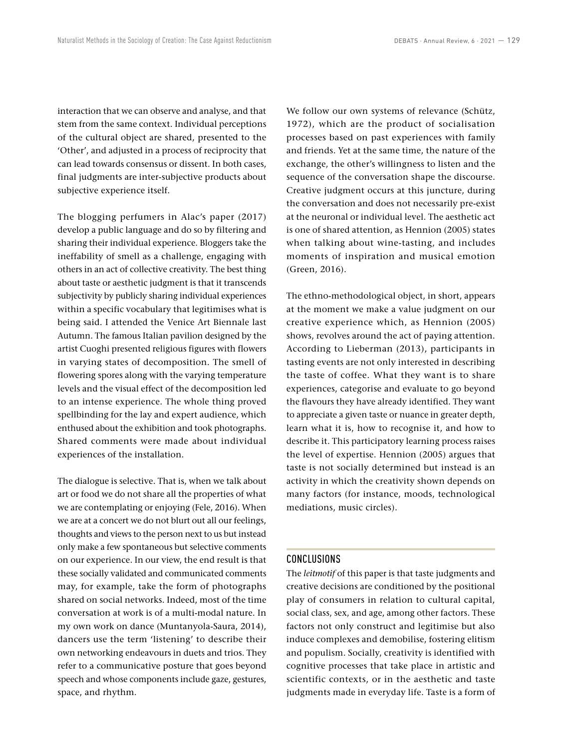interaction that we can observe and analyse, and that stem from the same context. Individual perceptions of the cultural object are shared, presented to the 'Other', and adjusted in a process of reciprocity that can lead towards consensus or dissent. In both cases, final judgments are inter-subjective products about subjective experience itself.

The blogging perfumers in Alac's paper (2017) develop a public language and do so by filtering and sharing their individual experience. Bloggers take the ineffability of smell as a challenge, engaging with others in an act of collective creativity. The best thing about taste or aesthetic judgment is that it transcends subjectivity by publicly sharing individual experiences within a specific vocabulary that legitimises what is being said. I attended the Venice Art Biennale last Autumn. The famous Italian pavilion designed by the artist Cuoghi presented religious figures with flowers in varying states of decomposition. The smell of flowering spores along with the varying temperature levels and the visual effect of the decomposition led to an intense experience. The whole thing proved spellbinding for the lay and expert audience, which enthused about the exhibition and took photographs. Shared comments were made about individual experiences of the installation.

The dialogue is selective. That is, when we talk about art or food we do not share all the properties of what we are contemplating or enjoying (Fele, 2016). When we are at a concert we do not blurt out all our feelings, thoughts and views to the person next to us but instead only make a few spontaneous but selective comments on our experience. In our view, the end result is that these socially validated and communicated comments may, for example, take the form of photographs shared on social networks. Indeed, most of the time conversation at work is of a multi-modal nature. In my own work on dance (Muntanyola-Saura, 2014), dancers use the term 'listening' to describe their own networking endeavours in duets and trios. They refer to a communicative posture that goes beyond speech and whose components include gaze, gestures, space, and rhythm.

We follow our own systems of relevance (Schütz, 1972), which are the product of socialisation processes based on past experiences with family and friends. Yet at the same time, the nature of the exchange, the other's willingness to listen and the sequence of the conversation shape the discourse. Creative judgment occurs at this juncture, during the conversation and does not necessarily pre-exist at the neuronal or individual level. The aesthetic act is one of shared attention, as Hennion (2005) states when talking about wine-tasting, and includes moments of inspiration and musical emotion (Green, 2016).

The ethno-methodological object, in short, appears at the moment we make a value judgment on our creative experience which, as Hennion (2005) shows, revolves around the act of paying attention. According to Lieberman (2013), participants in tasting events are not only interested in describing the taste of coffee. What they want is to share experiences, categorise and evaluate to go beyond the flavours they have already identified. They want to appreciate a given taste or nuance in greater depth, learn what it is, how to recognise it, and how to describe it. This participatory learning process raises the level of expertise. Hennion (2005) argues that taste is not socially determined but instead is an activity in which the creativity shown depends on many factors (for instance, moods, technological mediations, music circles).

## CONCLUSIONS

The *leitmotif* of this paper is that taste judgments and creative decisions are conditioned by the positional play of consumers in relation to cultural capital, social class, sex, and age, among other factors. These factors not only construct and legitimise but also induce complexes and demobilise, fostering elitism and populism. Socially, creativity is identified with cognitive processes that take place in artistic and scientific contexts, or in the aesthetic and taste judgments made in everyday life. Taste is a form of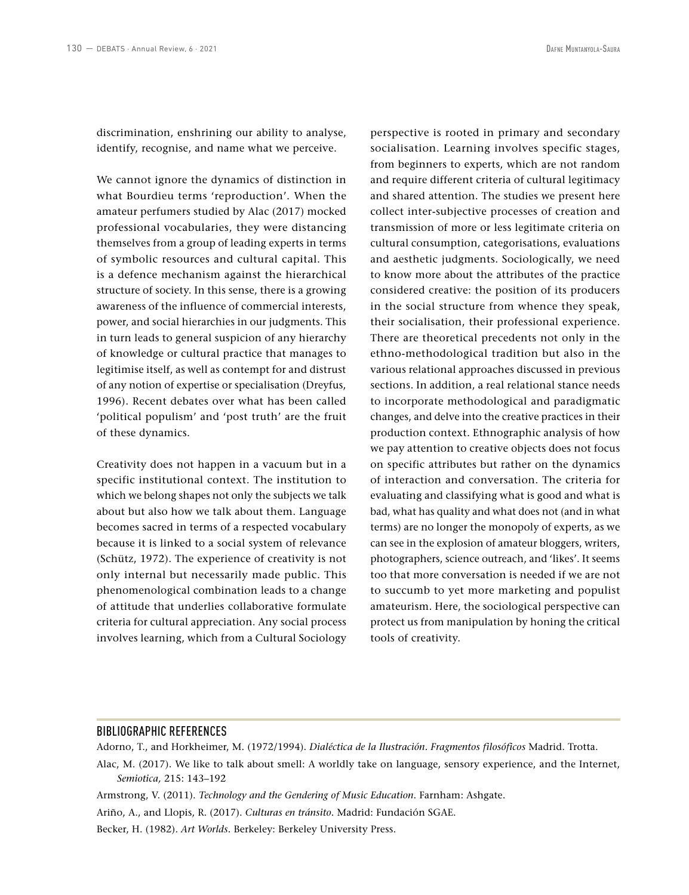discrimination, enshrining our ability to analyse, identify, recognise, and name what we perceive.

We cannot ignore the dynamics of distinction in what Bourdieu terms 'reproduction'. When the amateur perfumers studied by Alac (2017) mocked professional vocabularies, they were distancing themselves from a group of leading experts in terms of symbolic resources and cultural capital. This is a defence mechanism against the hierarchical structure of society. In this sense, there is a growing awareness of the influence of commercial interests, power, and social hierarchies in our judgments. This in turn leads to general suspicion of any hierarchy of knowledge or cultural practice that manages to legitimise itself, as well as contempt for and distrust of any notion of expertise or specialisation (Dreyfus, 1996). Recent debates over what has been called 'political populism' and 'post truth' are the fruit of these dynamics.

Creativity does not happen in a vacuum but in a specific institutional context. The institution to which we belong shapes not only the subjects we talk about but also how we talk about them. Language becomes sacred in terms of a respected vocabulary because it is linked to a social system of relevance (Schütz, 1972). The experience of creativity is not only internal but necessarily made public. This phenomenological combination leads to a change of attitude that underlies collaborative formulate criteria for cultural appreciation. Any social process involves learning, which from a Cultural Sociology perspective is rooted in primary and secondary socialisation. Learning involves specific stages, from beginners to experts, which are not random and require different criteria of cultural legitimacy and shared attention. The studies we present here collect inter-subjective processes of creation and transmission of more or less legitimate criteria on cultural consumption, categorisations, evaluations and aesthetic judgments. Sociologically, we need to know more about the attributes of the practice considered creative: the position of its producers in the social structure from whence they speak, their socialisation, their professional experience. There are theoretical precedents not only in the ethno-methodological tradition but also in the various relational approaches discussed in previous sections. In addition, a real relational stance needs to incorporate methodological and paradigmatic changes, and delve into the creative practices in their production context. Ethnographic analysis of how we pay attention to creative objects does not focus on specific attributes but rather on the dynamics of interaction and conversation. The criteria for evaluating and classifying what is good and what is bad, what has quality and what does not (and in what terms) are no longer the monopoly of experts, as we can see in the explosion of amateur bloggers, writers, photographers, science outreach, and 'likes'. It seems too that more conversation is needed if we are not to succumb to yet more marketing and populist amateurism. Here, the sociological perspective can protect us from manipulation by honing the critical tools of creativity.

## BIBLIOGRAPHIC REFERENCES

Adorno, T., and Horkheimer, M. (1972/1994). *Dialéctica de la Ilustración. Fragmentos filosóficos* Madrid. Trotta.

Alac, M. (2017). We like to talk about smell: A worldly take on language, sensory experience, and the Internet, *Semiotica,* 215: 143–192

Armstrong, V. (2011). *Technology and the Gendering of Music Education.* Farnham: Ashgate.

Ariño, A., and Llopis, R. (2017). *Culturas en tránsito.* Madrid: Fundación SGAE.

Becker, H. (1982). *Art Worlds.* Berkeley: Berkeley University Press.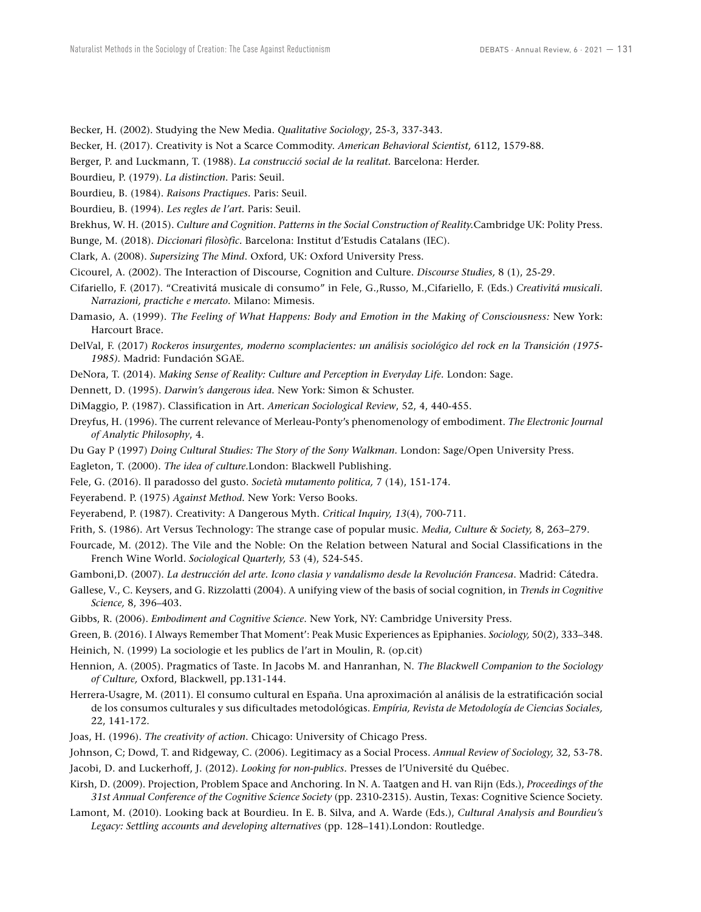Becker, H. (2002). Studying the New Media. *Qualitative Sociology*, 25-3, 337-343.

Becker, H. (2017). Creativity is Not a Scarce Commodity. *American Behavioral Scientist,* 6112, 1579-88.

Berger, P. and Luckmann, T. (1988). *La construcció social de la realitat.* Barcelona: Herder.

Bourdieu, P. (1979). *La distinction.* Paris: Seuil.

Bourdieu, B. (1984). *Raisons Practiques.* Paris: Seuil.

Bourdieu, B. (1994). *Les regles de l'art.* Paris: Seuil.

Brekhus, W. H. (2015). *Culture and Cognition. Patterns in the Social Construction of Reality.*Cambridge UK: Polity Press.

Bunge, M. (2018). *Diccionari filosòfic.* Barcelona: Institut d'Estudis Catalans (IEC).

Clark, A. (2008). *Supersizing The Mind.* Oxford, UK: Oxford University Press.

Cicourel, A. (2002). The Interaction of Discourse, Cognition and Culture. *Discourse Studies,* 8 (1), 25-29.

Cifariello, F. (2017). "Creativitá musicale di consumo" in Fele, G.,Russo, M.,Cifariello, F. (Eds.) *Creativitá musicali. Narrazioni, practiche e mercato.* Milano: Mimesis.

Damasio, A. (1999). *The Feeling of What Happens: Body and Emotion in the Making of Consciousness:* New York: Harcourt Brace.

DelVal, F. (2017) *Rockeros insurgentes, moderno scomplacientes: un análisis sociológico del rock en la Transición (1975-1985).* Madrid: Fundación SGAE.

DeNora, T. (2014). *Making Sense of Reality: Culture and Perception in Everyday Life.* London: Sage.

Dennett, D. (1995). *Darwin's dangerous idea.* New York: Simon & Schuster.

DiMaggio, P. (1987). Classification in Art. *American Sociological Review*, 52, 4, 440-455.

Dreyfus, H. (1996). The current relevance of Merleau-Ponty's phenomenology of embodiment. *The Electronic Journal of Analytic Philosophy*, 4.

Du Gay P (1997) *Doing Cultural Studies: The Story of the Sony Walkman.* London: Sage/Open University Press.

Eagleton, T. (2000). *The idea of culture.*London: Blackwell Publishing.

Fele, G. (2016). Il paradosso del gusto. *Società mutamento politica,* 7 (14), 151-174.

Feyerabend. P. (1975) *Against Method.* New York: Verso Books.

Feyerabend, P. (1987). Creativity: A Dangerous Myth. *Critical Inquiry, 13*(4), 700-711.

Frith, S. (1986). Art Versus Technology: The strange case of popular music. *Media, Culture & Society,* 8, 263–279.

Fourcade, M. (2012). The Vile and the Noble: On the Relation between Natural and Social Classifications in the French Wine World. *Sociological Quarterly,* 53 (4), 524-545.

Gamboni,D. (2007). *La destrucción del arte. Icono clasia y vandalismo desde la Revolución Francesa*. Madrid: Cátedra.

Gallese, V., C. Keysers, and G. Rizzolatti (2004). A unifying view of the basis of social cognition, in *Trends in Cognitive Science,* 8, 396–403.

Gibbs, R. (2006). *Embodiment and Cognitive Science.* New York, NY: Cambridge University Press.

Green, B. (2016). I Always Remember That Moment': Peak Music Experiences as Epiphanies. *Sociology,* 50(2), 333–348.

Heinich, N. (1999) La sociologie et les publics de l'art in Moulin, R. (op.cit)

Hennion, A. (2005). Pragmatics of Taste. In Jacobs M. and Hanranhan, N. *The Blackwell Companion to the Sociology of Culture,* Oxford, Blackwell, pp.131-144.

Herrera-Usagre, M. (2011). El consumo cultural en España. Una aproximación al análisis de la estratificación social de los consumos culturales y sus dificultades metodológicas. *Empíria, Revista de Metodología de Ciencias Sociales,* 22, 141-172.

Joas, H. (1996). *The creativity of action.* Chicago: University of Chicago Press.

Johnson, C; Dowd, T. and Ridgeway, C. (2006). Legitimacy as a Social Process. *Annual Review of Sociology,* 32, 53-78.

Jacobi, D. and Luckerhoff, J. (2012). *Looking for non-publics.* Presses de l'Université du Québec.

Kirsh, D. (2009). Projection, Problem Space and Anchoring. In N. A. Taatgen and H. van Rijn (Eds.), *Proceedings of the 31st Annual Conference of the Cognitive Science Society* (pp. 2310-2315). Austin, Texas: Cognitive Science Society.

Lamont, M. (2010). Looking back at Bourdieu. In E. B. Silva, and A. Warde (Eds.), *Cultural Analysis and Bourdieu's Legacy: Settling accounts and developing alternatives* (pp. 128–141).London: Routledge.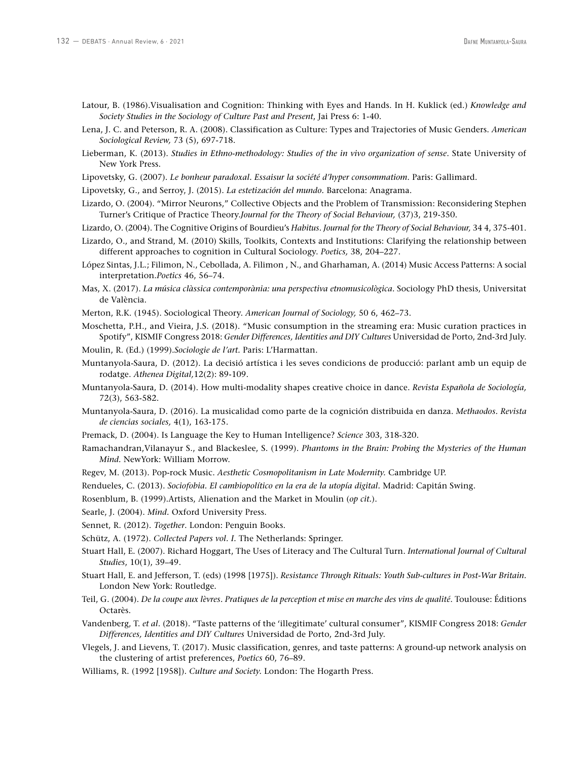Latour, B. (1986).Visualisation and Cognition: Thinking with Eyes and Hands. In H. Kuklick (ed.) *Knowledge and Society Studies in the Sociology of Culture Past and Present*, Jai Press 6: 1-40.

Lena, J. C. and Peterson, R. A. (2008). Classification as Culture: Types and Trajectories of Music Genders. *American Sociological Review,* 73 (5), 697-718.

Lieberman, K. (2013). *Studies in Ethno-methodology: Studies of the in vivo organization of sense*. State University of New York Press.

Lipovetsky, G. (2007). *Le bonheur paradoxal. Essaisur la société d'hyper consommatiom.* Paris: Gallimard.

Lipovetsky, G., and Serroy, J. (2015). *La estetización del mundo.* Barcelona: Anagrama.

Lizardo, O. (2004). "Mirror Neurons," Collective Objects and the Problem of Transmission: Reconsidering Stephen Turner's Critique of Practice Theory.*Journal for the Theory of Social Behaviour,* (37)3, 219-350.

Lizardo, O. (2004). The Cognitive Origins of Bourdieu's *Habitus. Journal for the Theory of Social Behaviour,* 34 4, 375-401.

Lizardo, O., and Strand, M. (2010) Skills, Toolkits, Contexts and Institutions: Clarifying the relationship between different approaches to cognition in Cultural Sociology. *Poetics,* 38, 204–227.

López Sintas, J.L.; Filimon, N., Cebollada, A. Filimon , N., and Gharhaman, A. (2014) Music Access Patterns: A social interpretation.*Poetics* 46, 56–74.

Mas, X. (2017). *La música clàssica contemporània: una perspectiva etnomusicològica*. Sociology PhD thesis, Universitat de València.

Merton, R.K. (1945). Sociological Theory. *American Journal of Sociology,* 50 6, 462–73.

Moschetta, P.H., and Vieira, J.S. (2018). "Music consumption in the streaming era: Music curation practices in Spotify", KISMIF Congress 2018: *Gender Differences, Identities and DIY Cultures* Universidad de Porto, 2nd-3rd July.

Moulin, R. (Ed.) (1999).*Sociologie de l'art.* Paris: L'Harmattan.

Muntanyola-Saura, D. (2012). La decisió artística i les seves condicions de producció: parlant amb un equip de rodatge. *Athenea Digital,*12(2): 89-109.

Muntanyola-Saura, D. (2014). How multi-modality shapes creative choice in dance. *Revista Española de Sociología,* 72(3), 563-582.

Muntanyola-Saura, D. (2016). La musicalidad como parte de la cognición distribuida en danza. *Methaodos. Revista de ciencias sociales,* 4(1), 163-175.

Premack, D. (2004). Is Language the Key to Human Intelligence? *Science* 303, 318-320.

Ramachandran,Vilanayur S., and Blackeslee, S. (1999). *Phantoms in the Brain: Probing the Mysteries of the Human Mind.* NewYork: William Morrow.

Regev, M. (2013). Pop-rock Music. *Aesthetic Cosmopolitanism in Late Modernity.* Cambridge UP.

Rendueles, C. (2013). *Sociofobia. El cambiopolítico en la era de la utopía digital.* Madrid: Capitán Swing.

Rosenblum, B. (1999).Artists, Alienation and the Market in Moulin (*op cit.*).

Searle, J. (2004). *Mind.* Oxford University Press.

Sennet, R. (2012). *Together*. London: Penguin Books.

Schütz, A. (1972). *Collected Papers vol. I.* The Netherlands: Springer.

Stuart Hall, E. (2007). Richard Hoggart, The Uses of Literacy and The Cultural Turn. *International Journal of Cultural Studies*, 10(1), 39–49.

Stuart Hall, E. and Jefferson, T. (eds) (1998 [1975]). *Resistance Through Rituals: Youth Sub-cultures in Post-War Britain.* London New York: Routledge.

Teil, G. (2004). *De la coupe aux lèvres. Pratiques de la perception et mise en marche des vins de qualité*. Toulouse: Éditions Octarès.

Vandenberg, T. *et al*. (2018). "Taste patterns of the 'illegitimate' cultural consumer", KISMIF Congress 2018: *Gender Differences, Identities and DIY Cultures* Universidad de Porto, 2nd-3rd July.

Vlegels, J. and Lievens, T. (2017). Music classification, genres, and taste patterns: A ground-up network analysis on the clustering of artist preferences, *Poetics* 60, 76–89.

Williams, R. (1992 [1958]). *Culture and Society.* London: The Hogarth Press.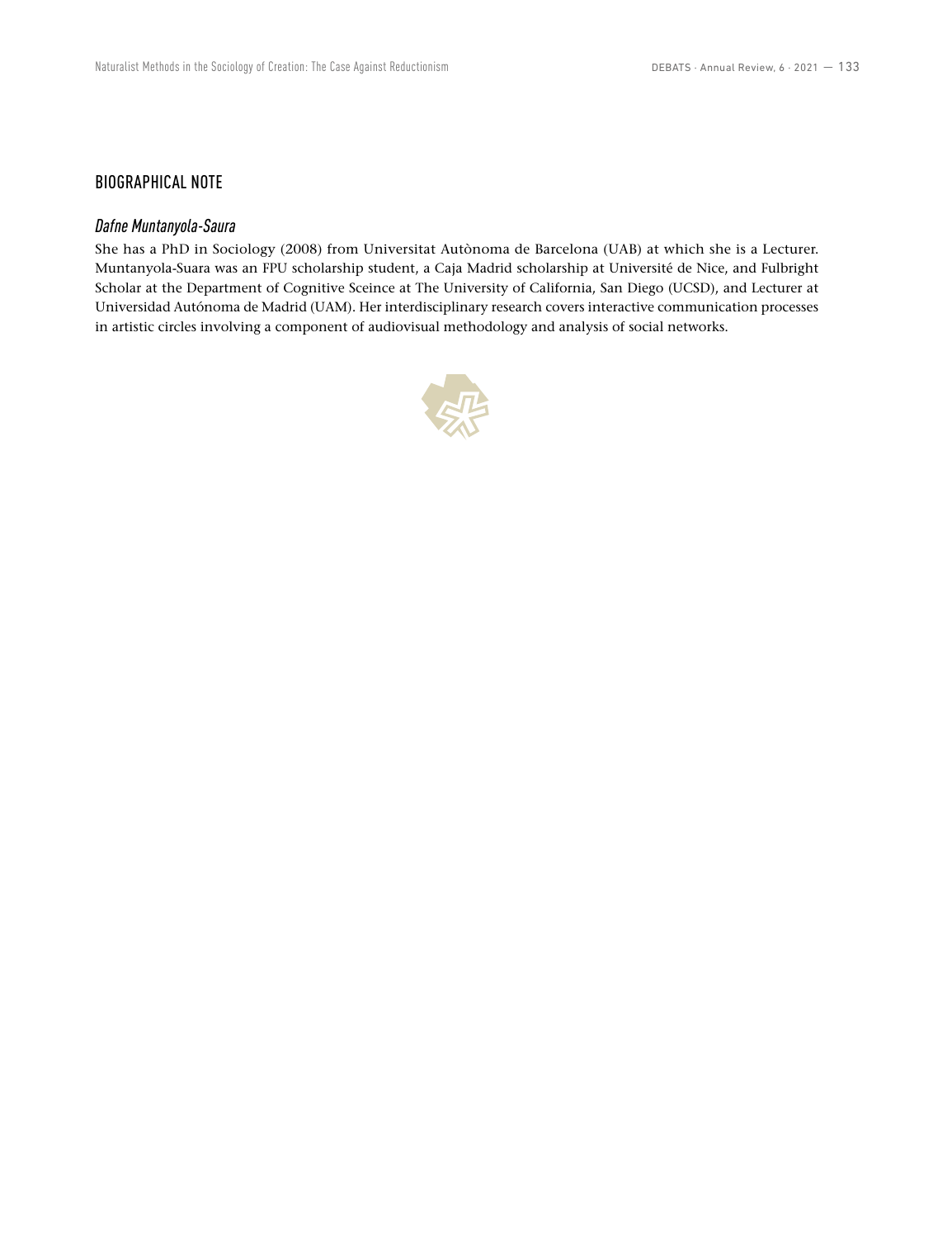## BIOGRAPHICAL NOTE

### *Dafne Muntanyola-Saura*

She has a PhD in Sociology (2008) from Universitat Autònoma de Barcelona (UAB) at which she is a Lecturer. Muntanyola-Suara was an FPU scholarship student, a Caja Madrid scholarship at Université de Nice, and Fulbright Scholar at the Department of Cognitive Sceince at The University of California, San Diego (UCSD), and Lecturer at Universidad Autónoma de Madrid (UAM). Her interdisciplinary research covers interactive communication processes in artistic circles involving a component of audiovisual methodology and analysis of social networks.